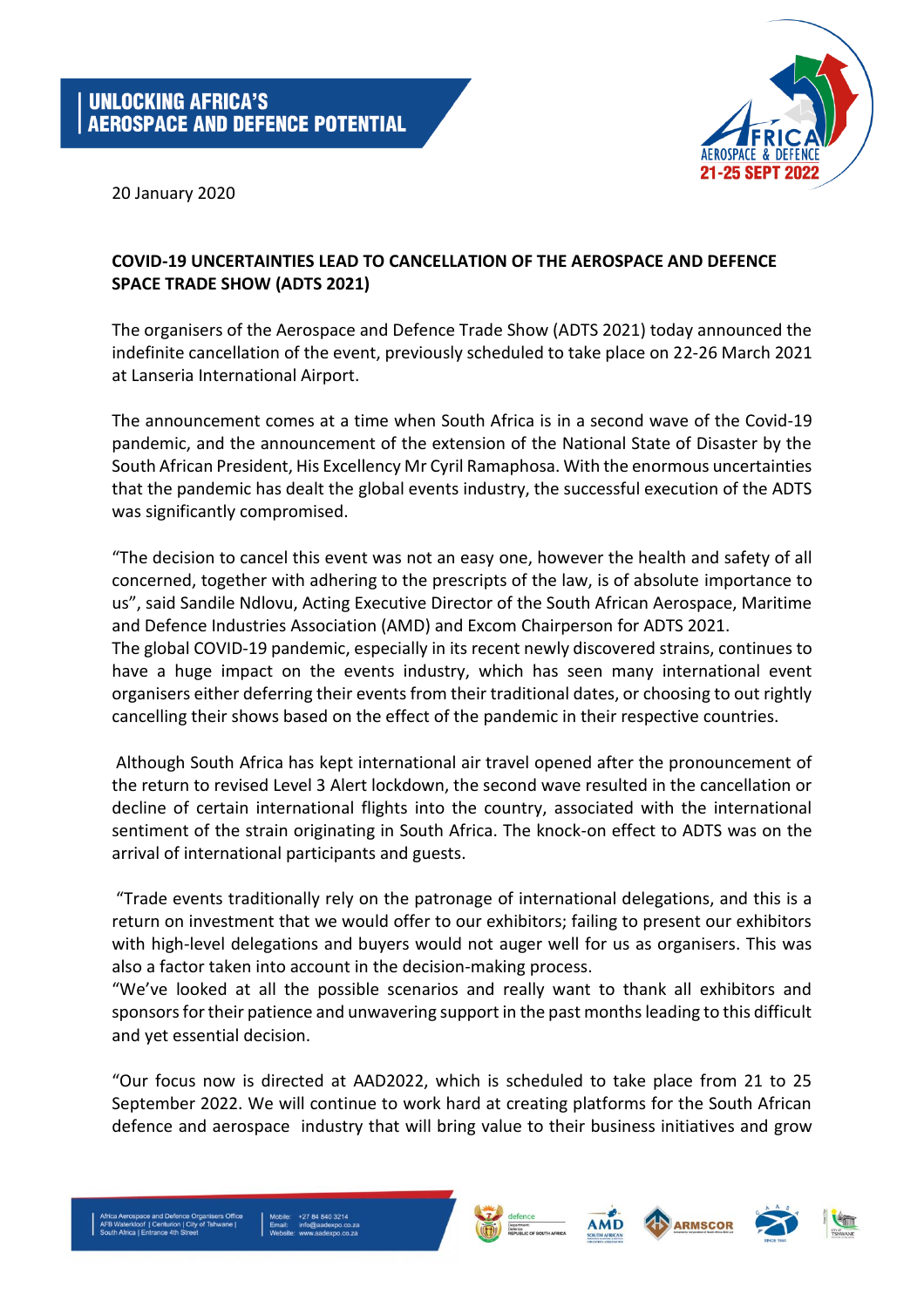UNLOCKING AFRICA'S AEROSPACE AND DEFENCE POTENTIAL

20 January 2020

**COVID-19 UNCERTAINTIES LEAD TO CANCELLATION OF THE AEROSPACE AND DEFENCE SPACE TRADE SHOW (ADTS 2021)**

The organisers of the Aerospace and Defence Trade Show (ADTS 2021) today announced the indefinite cancellation of the event, previously scheduled to take place on 22-26 March 2021 at Lanseria International Airport.

The announcement comes at a time when South Africa is in a second wave of the Covid-19 pandemic, and the announcement of the extension of the National State of Disaster by the South African President, His Excellency Mr Cyril Ramaphosa. With the enormous uncertainties that the pandemic has dealt the global events industry, the successful execution of the ADTS was significantly compromised.

"The decision to cancel this event was not an easy one, however the health and safety of all concerned, together with adhering to the prescripts of the law, is of absolute importance to us", said Sandile Ndlovu, Acting Executive Director of the South African Aerospace, Maritime and Defence Industries Association (AMD) and Excom Chairperson for ADTS 2021.
The global COVID-19 pandemic, especially in its recent newly discovered strains, continues to have a huge impact on the events industry, which has seen many international event organisers either deferring their events from their traditional dates, or choosing to out rightly cancelling their shows based on the effect of the pandemic in their respective countries.

Although South Africa has kept international air travel opened after the pronouncement of the return to revised Level 3 Alert lockdown, the second wave resulted in the cancellation or decline of certain international flights into the country, associated with the international sentiment of the strain originating in South Africa. The knock-on effect to ADTS was on the arrival of international participants and guests.

"Trade events traditionally rely on the patronage of international delegations, and this is a return on investment that we would offer to our exhibitors; failing to present our exhibitors with high-level delegations and buyers would not auger well for us as organisers. This was also a factor taken into account in the decision-making process.
"We've looked at all the possible scenarios and really want to thank all exhibitors and sponsors for their patience and unwavering support in the past months leading to this difficult and yet essential decision.

"Our focus now is directed at AAD2022, which is scheduled to take place from 21 to 25 September 2022. We will continue to work hard at creating platforms for the South African defence and aerospace industry that will bring value to their business initiatives and grow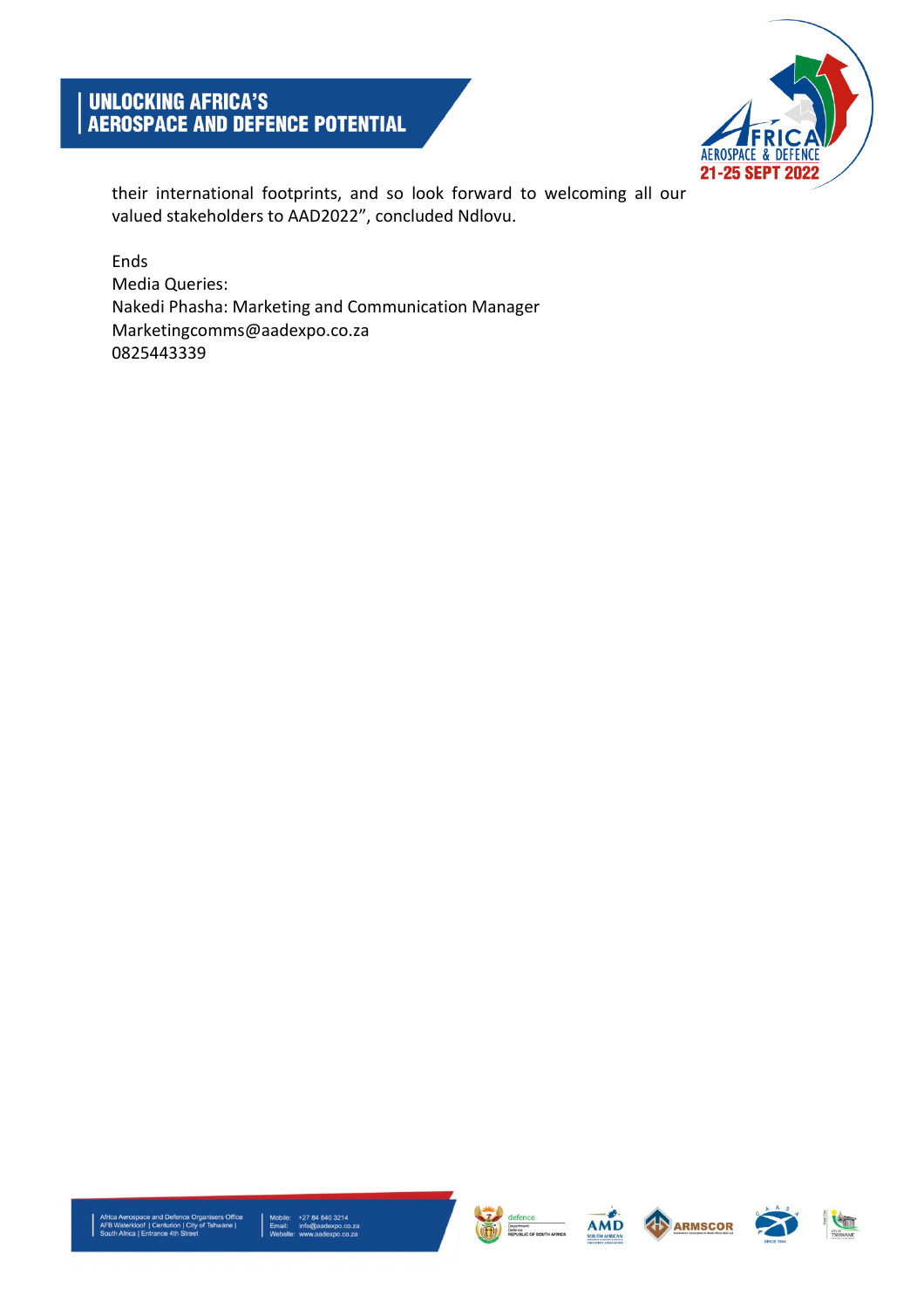their international footprints, and so look forward to welcoming all our valued stakeholders to AAD2022", concluded Ndlovu.

Ends

Media Queries:

Nakedi Phasha: Marketing and Communication Manager

Marketingcomms@aadexpo.co.za

0825443339